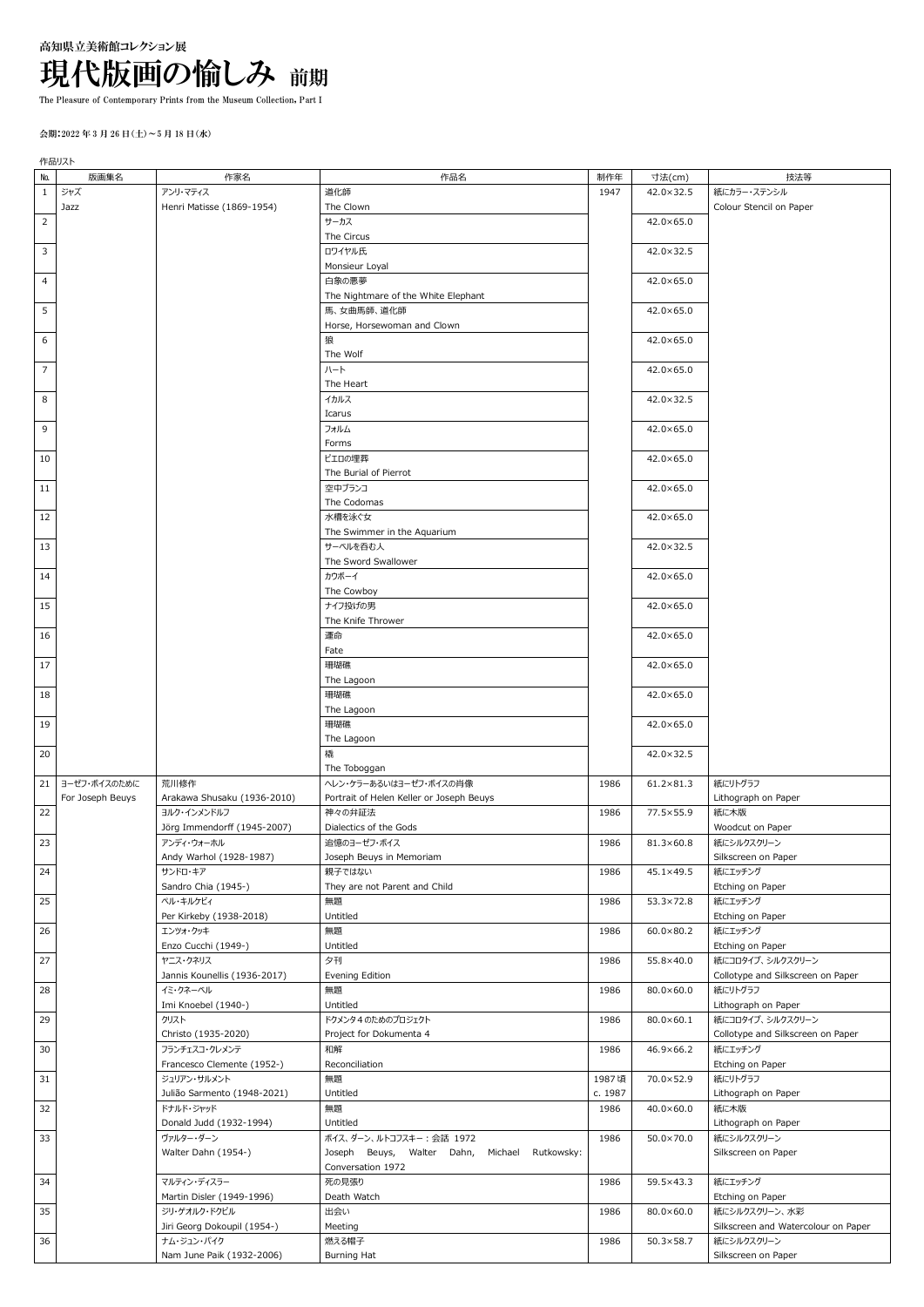高知県立美術館コレクション展

# 現代版画の愉しみ 前期

The Pleasure of Contemporary Prints from the Museum Collection, Part I

会期：2022 年 3 月 26 日（土）～5 月 18 日（水）

作品リスト

| No. | 版画集名 | 作家名 | 作品名 | 制作年 | 寸法(cm) | 技法等 |
|---|---|---|---|---|---|---|
| 1 | ジャズ<br>Jazz | アンリ・マティス<br>Henri Matisse (1869-1954) | 道化師<br>The Clown | 1947 | 42.0×32.5 | 紙にカラー・ステンシル<br>Colour Stencil on Paper |
| 2 | | | サーカス<br>The Circus | | 42.0×65.0 | |
| 3 | | | ロワイヤル氏<br>Monsieur Loyal | | 42.0×32.5 | |
| 4 | | | 白象の悪夢<br>The Nightmare of the White Elephant | | 42.0×65.0 | |
| 5 | | | 馬、女曲馬師、道化師<br>Horse, Horsewoman and Clown | | 42.0×65.0 | |
| 6 | | | 狼<br>The Wolf | | 42.0×65.0 | |
| 7 | | | ハート<br>The Heart | | 42.0×65.0 | |
| 8 | | | イカルス<br>Icarus | | 42.0×32.5 | |
| 9 | | | フォルム<br>Forms | | 42.0×65.0 | |
| 10 | | | ピエロの埋葬<br>The Burial of Pierrot | | 42.0×65.0 | |
| 11 | | | 空中ブランコ<br>The Codomas | | 42.0×65.0 | |
| 12 | | | 水槽を泳ぐ女<br>The Swimmer in the Aquarium | | 42.0×65.0 | |
| 13 | | | サーベルを呑む人<br>The Sword Swallower | | 42.0×32.5 | |
| 14 | | | カウボーイ<br>The Cowboy | | 42.0×65.0 | |
| 15 | | | ナイフ投げの男<br>The Knife Thrower | | 42.0×65.0 | |
| 16 | | | 運命<br>Fate | | 42.0×65.0 | |
| 17 | | | 珊瑚礁<br>The Lagoon | | 42.0×65.0 | |
| 18 | | | 珊瑚礁<br>The Lagoon | | 42.0×65.0 | |
| 19 | | | 珊瑚礁<br>The Lagoon | | 42.0×65.0 | |
| 20 | | | 橇<br>The Toboggan | | 42.0×32.5 | |
| 21 | ヨーゼフ・ボイスのために<br>For Joseph Beuys | 荒川修作<br>Arakawa Shusaku (1936-2010) | ヘレン・ケラーあるいはヨーゼフ・ボイスの肖像<br>Portrait of Helen Keller or Joseph Beuys | 1986 | 61.2×81.3 | 紙にリトグラフ<br>Lithograph on Paper |
| 22 | | ヨルク・インメンドルフ<br>Jörg Immendorff (1945-2007) | 神々の弁証法<br>Dialectics of the Gods | 1986 | 77.5×55.9 | 紙に木版<br>Woodcut on Paper |
| 23 | | アンディ・ウォーホル<br>Andy Warhol (1928-1987) | 追憶のヨーゼフ・ボイス<br>Joseph Beuys in Memoriam | 1986 | 81.3×60.8 | 紙にシルクスクリーン<br>Silkscreen on Paper |
| 24 | | サンドロ・キア<br>Sandro Chia (1945-) | 親子ではない<br>They are not Parent and Child | 1986 | 45.1×49.5 | 紙にエッチング<br>Etching on Paper |
| 25 | | ペル・キルケビィ<br>Per Kirkeby (1938-2018) | 無題<br>Untitled | 1986 | 53.3×72.8 | 紙にエッチング<br>Etching on Paper |
| 26 | | エンツォ・クッキ<br>Enzo Cucchi (1949-) | 無題<br>Untitled | 1986 | 60.0×80.2 | 紙にエッチング<br>Etching on Paper |
| 27 | | ヤニス・クネリス<br>Jannis Kounellis (1936-2017) | 夕刊<br>Evening Edition | 1986 | 55.8×40.0 | 紙にコロタイプ、シルクスクリーン<br>Collotype and Silkscreen on Paper |
| 28 | | イミ・クネーベル<br>Imi Knoebel (1940-) | 無題<br>Untitled | 1986 | 80.0×60.0 | 紙にリトグラフ<br>Lithograph on Paper |
| 29 | | クリスト<br>Christo (1935-2020) | ドクメンタ４のためのプロジェクト<br>Project for Dokumenta 4 | 1986 | 80.0×60.1 | 紙にコロタイプ、シルクスクリーン<br>Collotype and Silkscreen on Paper |
| 30 | | フランチェスコ・クレメンテ<br>Francesco Clemente (1952-) | 和解<br>Reconciliation | 1986 | 46.9×66.2 | 紙にエッチング<br>Etching on Paper |
| 31 | | ジュリアン・サルメント<br>Julião Sarmento (1948-2021) | 無題<br>Untitled | 1987頃<br>c. 1987 | 70.0×52.9 | 紙にリトグラフ<br>Lithograph on Paper |
| 32 | | ドナルド・ジャッド<br>Donald Judd (1932-1994) | 無題<br>Untitled | 1986 | 40.0×60.0 | 紙に木版<br>Lithograph on Paper |
| 33 | | ヴァルター・ダーン<br>Walter Dahn (1954-) | ボイス、ダーン、ルトコフスキー：会話 1972<br>Joseph Beuys, Walter Dahn, Michael Rutkowsky: Conversation 1972 | 1986 | 50.0×70.0 | 紙にシルクスクリーン<br>Silkscreen on Paper |
| 34 | | マルティン・ディスラー<br>Martin Disler (1949-1996) | 死の見張り<br>Death Watch | 1986 | 59.5×43.3 | 紙にエッチング<br>Etching on Paper |
| 35 | | ジリ・ゲオルク・ドクピル<br>Jiri Georg Dokoupil (1954-) | 出会い<br>Meeting | 1986 | 80.0×60.0 | 紙にシルクスクリーン、水彩<br>Silkscreen and Watercolour on Paper |
| 36 | | ナム・ジュン・パイク<br>Nam June Paik (1932-2006) | 燃える帽子<br>Burning Hat | 1986 | 50.3×58.7 | 紙にシルクスクリーン<br>Silkscreen on Paper |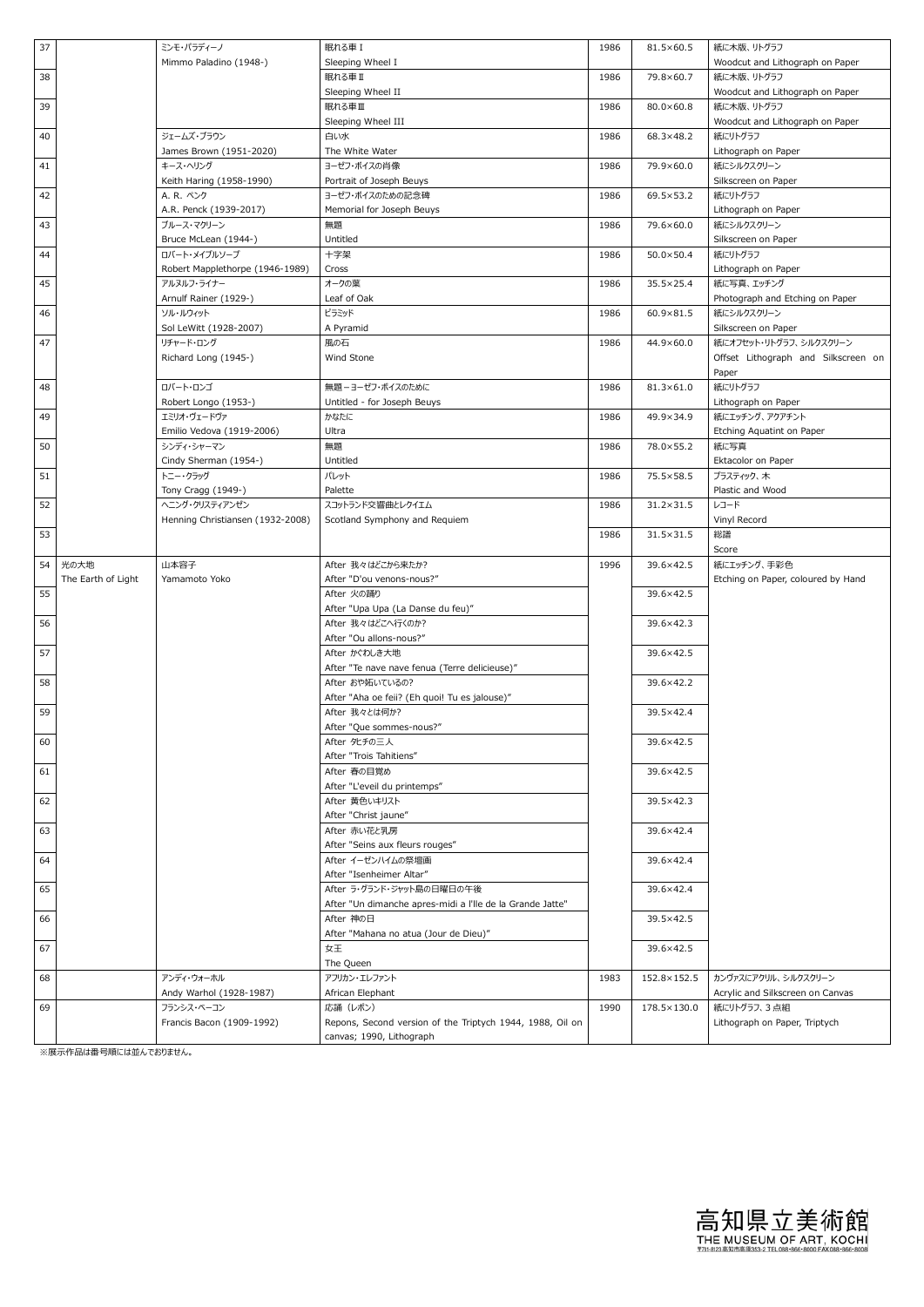| | | | | | | |
|---|---|---|---|---|---|---|
| 37 | | ミンモ・パラディーノ<br>Mimmo Paladino (1948-) | 眠れる車 I<br>Sleeping Wheel I | 1986 | 81.5×60.5 | 紙に木版、リトグラフ<br>Woodcut and Lithograph on Paper |
| 38 | | | 眠れる車 II<br>Sleeping Wheel II | 1986 | 79.8×60.7 | 紙に木版、リトグラフ<br>Woodcut and Lithograph on Paper |
| 39 | | | 眠れる車 III<br>Sleeping Wheel III | 1986 | 80.0×60.8 | 紙に木版、リトグラフ<br>Woodcut and Lithograph on Paper |
| 40 | | ジェームズ・ブラウン<br>James Brown (1951-2020) | 白い水<br>The White Water | 1986 | 68.3×48.2 | 紙にリトグラフ<br>Lithograph on Paper |
| 41 | | キース・ヘリング<br>Keith Haring (1958-1990) | ヨーゼフ・ボイスの肖像<br>Portrait of Joseph Beuys | 1986 | 79.9×60.0 | 紙にシルクスクリーン<br>Silkscreen on Paper |
| 42 | | A. R. ペンク<br>A.R. Penck (1939-2017) | ヨーゼフ・ボイスのための記念碑<br>Memorial for Joseph Beuys | 1986 | 69.5×53.2 | 紙にリトグラフ<br>Lithograph on Paper |
| 43 | | ブルース・マクリーン<br>Bruce McLean (1944-) | 無題<br>Untitled | 1986 | 79.6×60.0 | 紙にシルクスクリーン<br>Silkscreen on Paper |
| 44 | | ロバート・メイプルソープ<br>Robert Mapplethorpe (1946-1989) | 十字架<br>Cross | 1986 | 50.0×50.4 | 紙にリトグラフ<br>Lithograph on Paper |
| 45 | | アルヌルフ・ライナー<br>Arnulf Rainer (1929-) | オークの葉<br>Leaf of Oak | 1986 | 35.5×25.4 | 紙に写真、エッチング<br>Photograph and Etching on Paper |
| 46 | | ソル・ルウィット<br>Sol LeWitt (1928-2007) | ピラミッド<br>A Pyramid | 1986 | 60.9×81.5 | 紙にシルクスクリーン<br>Silkscreen on Paper |
| 47 | | リチャード・ロング<br>Richard Long (1945-) | 風の石<br>Wind Stone | 1986 | 44.9×60.0 | 紙にオフセット・リトグラフ、シルクスクリーン<br>Offset Lithograph and Silkscreen on Paper |
| 48 | | ロバート・ロンゴ<br>Robert Longo (1953-) | 無題－ヨーゼフ・ボイスのために<br>Untitled - for Joseph Beuys | 1986 | 81.3×61.0 | 紙にリトグラフ<br>Lithograph on Paper |
| 49 | | エミリオ・ヴェードヴァ<br>Emilio Vedova (1919-2006) | かなたに<br>Ultra | 1986 | 49.9×34.9 | 紙にエッチング、アクアチント<br>Etching Aquatint on Paper |
| 50 | | シンディ・シャーマン<br>Cindy Sherman (1954-) | 無題<br>Untitled | 1986 | 78.0×55.2 | 紙に写真<br>Ektacolor on Paper |
| 51 | | トニー・クラッグ<br>Tony Cragg (1949-) | パレット<br>Palette | 1986 | 75.5×58.5 | プラスティック、木<br>Plastic and Wood |
| 52 | | ヘニング・クリスティアンゼン<br>Henning Christiansen (1932-2008) | スコットランド交響曲とレクイエム<br>Scotland Symphony and Requiem | 1986 | 31.2×31.5 | レコード<br>Vinyl Record |
| 53 | | | | 1986 | 31.5×31.5 | 総譜<br>Score |
| 54 | 光の大地<br>The Earth of Light | 山本容子<br>Yamamoto Yoko | After 我々はどこから来たか?<br>After "D'ou venons-nous?" | 1996 | 39.6×42.5 | 紙にエッチング、手彩色<br>Etching on Paper, coloured by Hand |
| 55 | | | After 火の踊り<br>After "Upa Upa (La Danse du feu)" | | 39.6×42.5 | |
| 56 | | | After 我々はどこへ行くのか?<br>After "Ou allons-nous?" | | 39.6×42.3 | |
| 57 | | | After かぐわしき大地<br>After "Te nave nave fenua (Terre delicieuse)" | | 39.6×42.5 | |
| 58 | | | After おや妬いているの?<br>After "Aha oe feii? (Eh quoi! Tu es jalouse)" | | 39.6×42.2 | |
| 59 | | | After 我々とは何か?<br>After "Que sommes-nous?" | | 39.5×42.4 | |
| 60 | | | After タヒチの三人<br>After "Trois Tahitiens" | | 39.6×42.5 | |
| 61 | | | After 春の目覚め<br>After "L'eveil du printemps" | | 39.6×42.5 | |
| 62 | | | After 黄色いキリスト<br>After "Christ jaune" | | 39.5×42.3 | |
| 63 | | | After 赤い花と乳房<br>After "Seins aux fleurs rouges" | | 39.6×42.4 | |
| 64 | | | After イーゼンハイムの祭壇画<br>After "Isenheimer Altar" | | 39.6×42.4 | |
| 65 | | | After ラ・グランド・ジャット島の日曜日の午後<br>After "Un dimanche apres-midi a l'Ile de la Grande Jatte" | | 39.6×42.4 | |
| 66 | | | After 神の日<br>After "Mahana no atua (Jour de Dieu)" | | 39.5×42.5 | |
| 67 | | | 女王<br>The Queen | | 39.6×42.5 | |
| 68 | | アンディ・ウォーホル<br>Andy Warhol (1928-1987) | アフリカン・エレファント<br>African Elephant | 1983 | 152.8×152.5 | カンヴァスにアクリル、シルクスクリーン<br>Acrylic and Silkscreen on Canvas |
| 69 | | フランシス・ベーコン<br>Francis Bacon (1909-1992) | 応誦（レポン）<br>Repons, Second version of the Triptych 1944, 1988, Oil on canvas; 1990, Lithograph | 1990 | 178.5×130.0 | 紙にリトグラフ、3 点組<br>Lithograph on Paper, Triptych |

※展示作品は番号順には並んでおりません。

高知県立美術館
THE MUSEUM OF ART, KOCHI
〒781-8123 高知市高須353-2 TEL 088-866-8000 FAX 088-866-8008